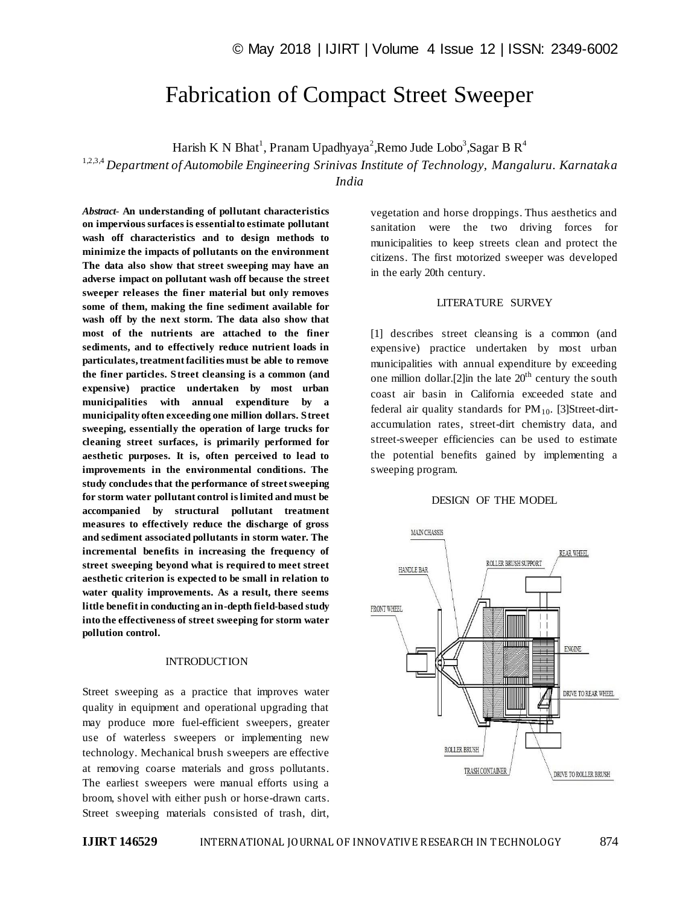# Fabrication of Compact Street Sweeper

Harish K N Bhat[1], Pranam Upadhyaya[2], Remo Jude Lobo[3], Sagar B R[4]

[1,2,3,4] *Department of Automobile Engineering Srinivas Institute of Technology, Mangaluru. Karnataka India*

***Abstract*- An understanding of pollutant characteristics on impervious surfaces is essential to estimate pollutant wash off characteristics and to design methods to minimize the impacts of pollutants on the environment The data also show that street sweeping may have an adverse impact on pollutant wash off because the street sweeper releases the finer material but only removes some of them, making the fine sediment available for wash off by the next storm. The data also show that most of the nutrients are attached to the finer sediments, and to effectively reduce nutrient loads in particulates, treatment facilities must be able to remove the finer particles. Street cleansing is a common (and expensive) practice undertaken by most urban municipalities with annual expenditure by a municipality often exceeding one million dollars. Street sweeping, essentially the operation of large trucks for cleaning street surfaces, is primarily performed for aesthetic purposes. It is, often perceived to lead to improvements in the environmental conditions. The study concludes that the performance of street sweeping for storm water pollutant control is limited and must be accompanied by structural pollutant treatment measures to effectively reduce the discharge of gross and sediment associated pollutants in storm water. The incremental benefits in increasing the frequency of street sweeping beyond what is required to meet street aesthetic criterion is expected to be small in relation to water quality improvements. As a result, there seems little benefit in conducting an in-depth field-based study into the effectiveness of street sweeping for storm water pollution control.**

## INTRODUCTION

Street sweeping as a practice that improves water quality in equipment and operational upgrading that may produce more fuel-efficient sweepers, greater use of waterless sweepers or implementing new technology. Mechanical brush sweepers are effective at removing coarse materials and gross pollutants. The earliest sweepers were manual efforts using a broom, shovel with either push or horse-drawn carts. Street sweeping materials consisted of trash, dirt, vegetation and horse droppings. Thus aesthetics and sanitation were the two driving forces for municipalities to keep streets clean and protect the citizens. The first motorized sweeper was developed in the early 20th century.

## LITERATURE SURVEY

[1] describes street cleansing is a common (and expensive) practice undertaken by most urban municipalities with annual expenditure by exceeding one million dollar.[2]in the late $20^{th}$ century the south coast air basin in California exceeded state and federal air quality standards for $PM_{10}$. [3]Street-dirt-accumulation rates, street-dirt chemistry data, and street-sweeper efficiencies can be used to estimate the potential benefits gained by implementing a sweeping program.

## DESIGN OF THE MODEL

MAIN CHASSIS, HANDLE BAR, FRONT WHEEL, ROLLER BRUSH SUPPORT, REAR WHEEL, ENGINE, DRIVE TO REAR WHEEL, ROLLER BRUSH, TRASH CONTAINER, DRIVE TO ROLLER BRUSH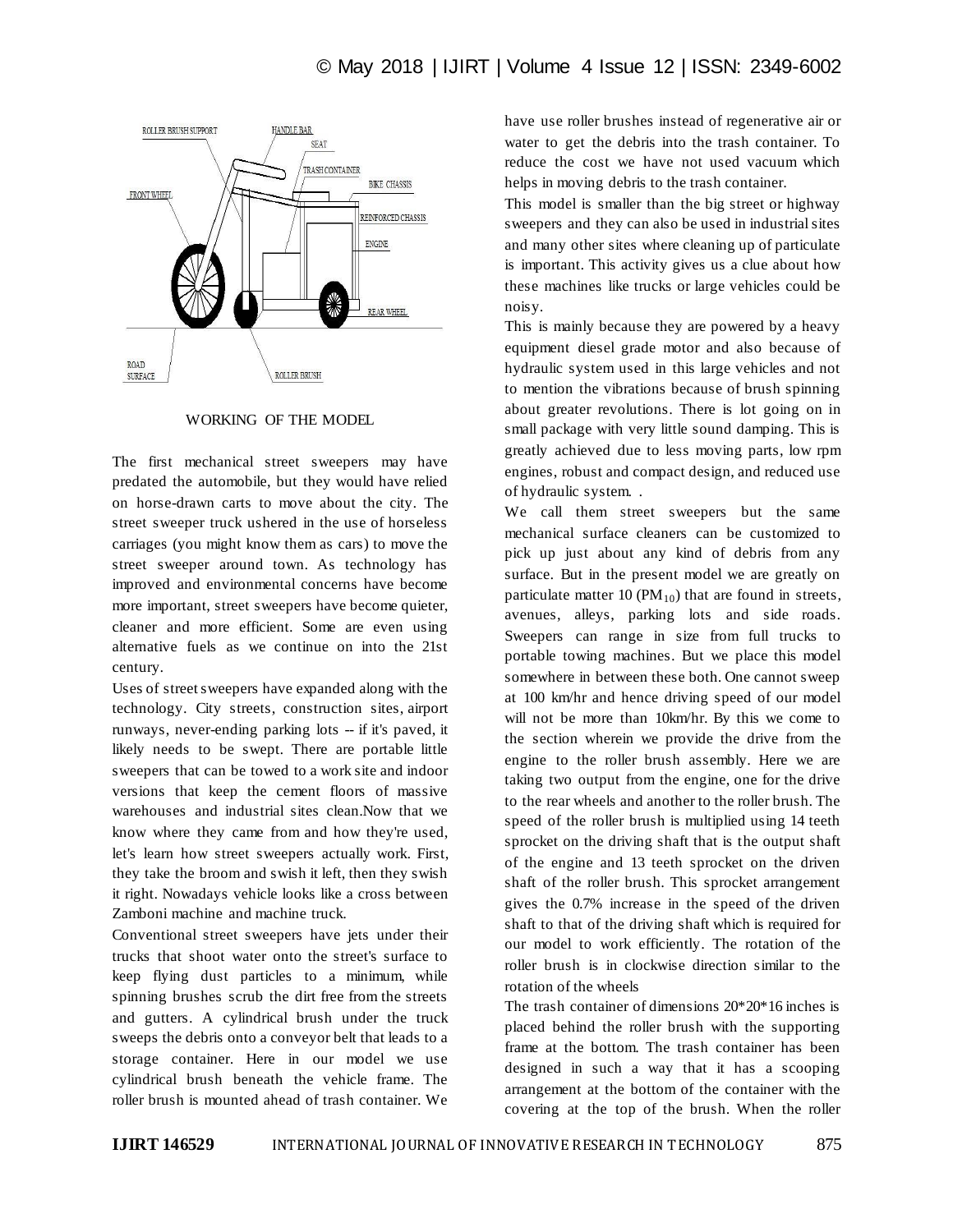ROLLER BRUSH SUPPORT HANDLE BAR SEAT TRASH CONTAINER BIKE CHASSIS FRONT WHEEL REINFORCED CHASSIS ENGINE REAR WHEEL ROAD SURFACE ROLLER BRUSH

WORKING OF THE MODEL

The first mechanical street sweepers may have predated the automobile, but they would have relied on horse-drawn carts to move about the city. The street sweeper truck ushered in the use of horseless carriages (you might know them as cars) to move the street sweeper around town. As technology has improved and environmental concerns have become more important, street sweepers have become quieter, cleaner and more efficient. Some are even using alternative fuels as we continue on into the 21st century.

Uses of street sweepers have expanded along with the technology. City streets, construction sites, airport runways, never-ending parking lots -- if it's paved, it likely needs to be swept. There are portable little sweepers that can be towed to a work site and indoor versions that keep the cement floors of massive warehouses and industrial sites clean.Now that we know where they came from and how they're used, let's learn how street sweepers actually work. First, they take the broom and swish it left, then they swish it right. Nowadays vehicle looks like a cross between Zamboni machine and machine truck.

Conventional street sweepers have jets under their trucks that shoot water onto the street's surface to keep flying dust particles to a minimum, while spinning brushes scrub the dirt free from the streets and gutters. A cylindrical brush under the truck sweeps the debris onto a conveyor belt that leads to a storage container. Here in our model we use cylindrical brush beneath the vehicle frame. The roller brush is mounted ahead of trash container. We have use roller brushes instead of regenerative air or water to get the debris into the trash container. To reduce the cost we have not used vacuum which helps in moving debris to the trash container.

This model is smaller than the big street or highway sweepers and they can also be used in industrial sites and many other sites where cleaning up of particulate is important. This activity gives us a clue about how these machines like trucks or large vehicles could be noisy.

This is mainly because they are powered by a heavy equipment diesel grade motor and also because of hydraulic system used in this large vehicles and not to mention the vibrations because of brush spinning about greater revolutions. There is lot going on in small package with very little sound damping. This is greatly achieved due to less moving parts, low rpm engines, robust and compact design, and reduced use of hydraulic system. .

We call them street sweepers but the same mechanical surface cleaners can be customized to pick up just about any kind of debris from any surface. But in the present model we are greatly on particulate matter 10 ($PM_{10}$) that are found in streets, avenues, alleys, parking lots and side roads. Sweepers can range in size from full trucks to portable towing machines. But we place this model somewhere in between these both. One cannot sweep at 100 km/hr and hence driving speed of our model will not be more than 10km/hr. By this we come to the section wherein we provide the drive from the engine to the roller brush assembly. Here we are taking two output from the engine, one for the drive to the rear wheels and another to the roller brush. The speed of the roller brush is multiplied using 14 teeth sprocket on the driving shaft that is the output shaft of the engine and 13 teeth sprocket on the driven shaft of the roller brush. This sprocket arrangement gives the 0.7% increase in the speed of the driven shaft to that of the driving shaft which is required for our model to work efficiently. The rotation of the roller brush is in clockwise direction similar to the rotation of the wheels

The trash container of dimensions 20*20*16 inches is placed behind the roller brush with the supporting frame at the bottom. The trash container has been designed in such a way that it has a scooping arrangement at the bottom of the container with the covering at the top of the brush. When the roller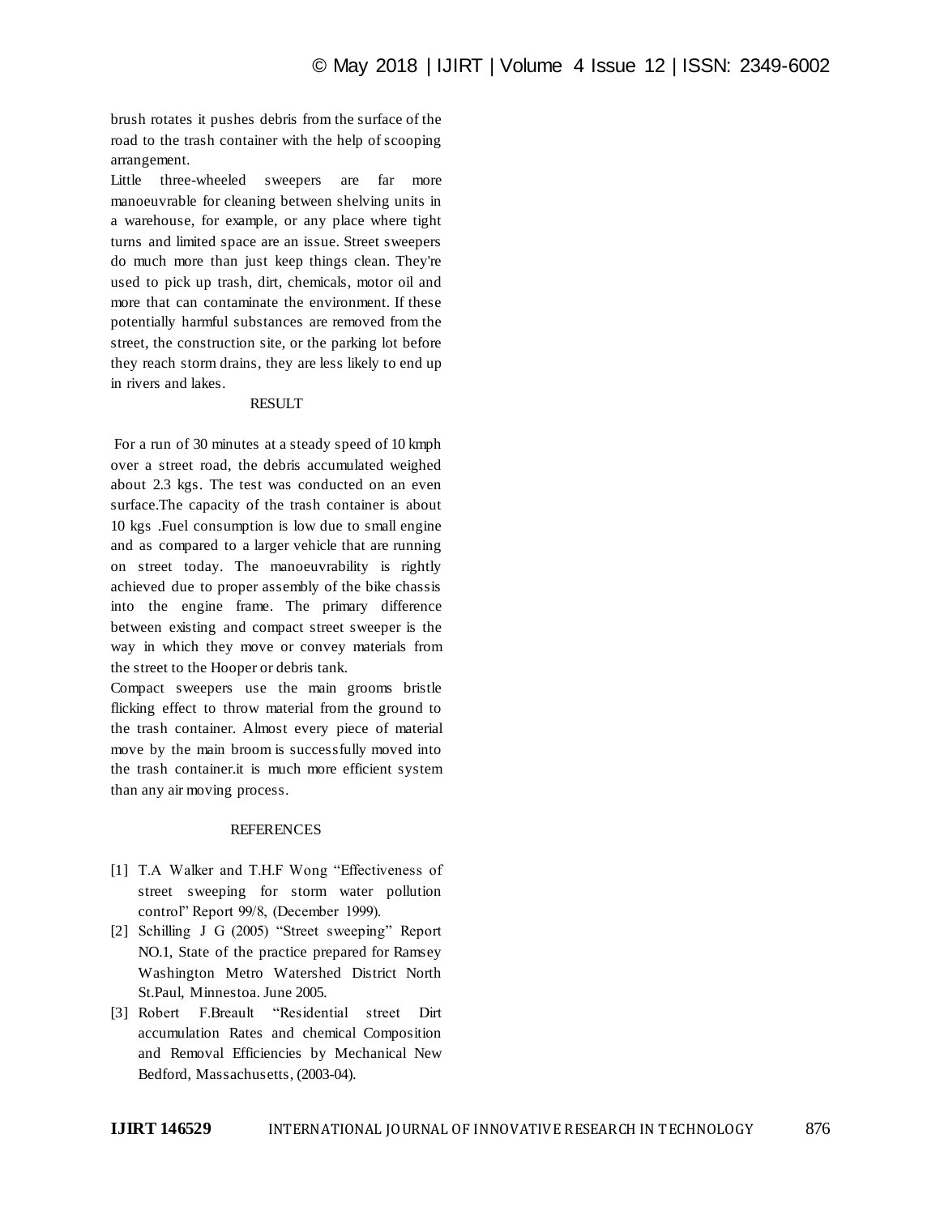brush rotates it pushes debris from the surface of the road to the trash container with the help of scooping arrangement.

Little three-wheeled sweepers are far more manoeuvrable for cleaning between shelving units in a warehouse, for example, or any place where tight turns and limited space are an issue. Street sweepers do much more than just keep things clean. They're used to pick up trash, dirt, chemicals, motor oil and more that can contaminate the environment. If these potentially harmful substances are removed from the street, the construction site, or the parking lot before they reach storm drains, they are less likely to end up in rivers and lakes.

## RESULT

For a run of 30 minutes at a steady speed of 10 kmph over a street road, the debris accumulated weighed about 2.3 kgs. The test was conducted on an even surface.The capacity of the trash container is about 10 kgs .Fuel consumption is low due to small engine and as compared to a larger vehicle that are running on street today. The manoeuvrability is rightly achieved due to proper assembly of the bike chassis into the engine frame. The primary difference between existing and compact street sweeper is the way in which they move or convey materials from the street to the Hooper or debris tank.

Compact sweepers use the main grooms bristle flicking effect to throw material from the ground to the trash container. Almost every piece of material move by the main broom is successfully moved into the trash container.it is much more efficient system than any air moving process.

## REFERENCES

[1] T.A Walker and T.H.F Wong "Effectiveness of street sweeping for storm water pollution control" Report 99/8, (December 1999).

[2] Schilling J G (2005) "Street sweeping" Report NO.1, State of the practice prepared for Ramsey Washington Metro Watershed District North St.Paul, Minnestoa. June 2005.

[3] Robert F.Breault "Residential street Dirt accumulation Rates and chemical Composition and Removal Efficiencies by Mechanical New Bedford, Massachusetts, (2003-04).